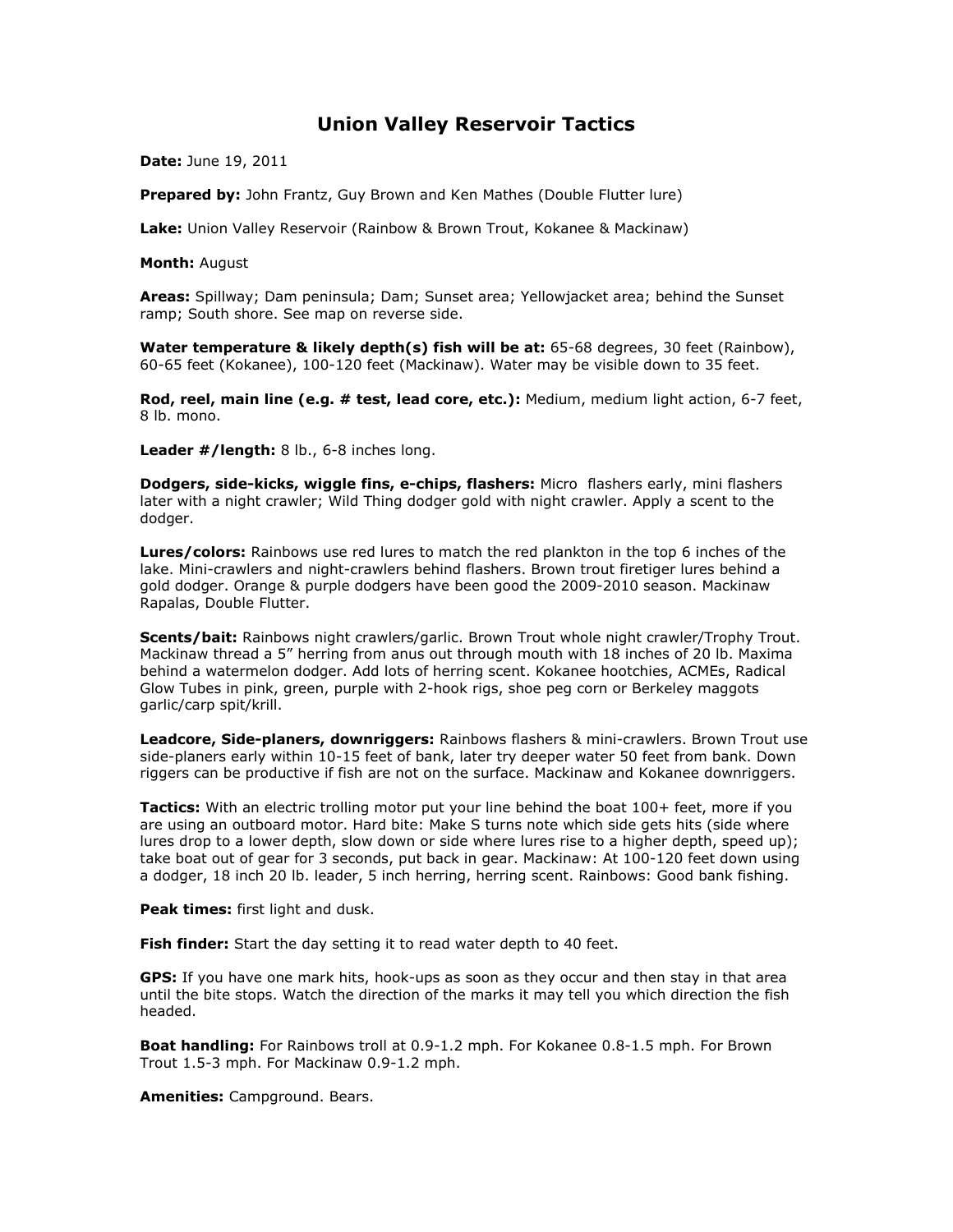# Union Valley Reservoir Tactics

**Date:** June 19, 2011

**Prepared by:** John Frantz, Guy Brown and Ken Mathes (Double Flutter lure)

**Lake:** Union Valley Reservoir (Rainbow & Brown Trout, Kokanee & Mackinaw)

**Month:** August

**Areas:** Spillway; Dam peninsula; Dam; Sunset area; Yellowjacket area; behind the Sunset ramp; South shore. See map on reverse side.

**Water temperature & likely depth(s) fish will be at:** 65-68 degrees, 30 feet (Rainbow), 60-65 feet (Kokanee), 100-120 feet (Mackinaw). Water may be visible down to 35 feet.

**Rod, reel, main line (e.g. # test, lead core, etc.):** Medium, medium light action, 6-7 feet, 8 lb. mono.

**Leader #/length:** 8 lb., 6-8 inches long.

**Dodgers, side-kicks, wiggle fins, e-chips, flashers:** Micro flashers early, mini flashers later with a night crawler; Wild Thing dodger gold with night crawler. Apply a scent to the dodger.

**Lures/colors:** Rainbows use red lures to match the red plankton in the top 6 inches of the lake. Mini-crawlers and night-crawlers behind flashers. Brown trout firetiger lures behind a gold dodger. Orange & purple dodgers have been good the 2009-2010 season. Mackinaw Rapalas, Double Flutter.

**Scents/bait:** Rainbows night crawlers/garlic. Brown Trout whole night crawler/Trophy Trout. Mackinaw thread a 5" herring from anus out through mouth with 18 inches of 20 lb. Maxima behind a watermelon dodger. Add lots of herring scent. Kokanee hootchies, ACMEs, Radical Glow Tubes in pink, green, purple with 2-hook rigs, shoe peg corn or Berkeley maggots garlic/carp spit/krill.

**Leadcore, Side-planers, downriggers:** Rainbows flashers & mini-crawlers. Brown Trout use side-planers early within 10-15 feet of bank, later try deeper water 50 feet from bank. Down riggers can be productive if fish are not on the surface. Mackinaw and Kokanee downriggers.

**Tactics:** With an electric trolling motor put your line behind the boat 100+ feet, more if you are using an outboard motor. Hard bite: Make S turns note which side gets hits (side where lures drop to a lower depth, slow down or side where lures rise to a higher depth, speed up); take boat out of gear for 3 seconds, put back in gear. Mackinaw: At 100-120 feet down using a dodger, 18 inch 20 lb. leader, 5 inch herring, herring scent. Rainbows: Good bank fishing.

**Peak times:** first light and dusk.

**Fish finder:** Start the day setting it to read water depth to 40 feet.

**GPS:** If you have one mark hits, hook-ups as soon as they occur and then stay in that area until the bite stops. Watch the direction of the marks it may tell you which direction the fish headed.

**Boat handling:** For Rainbows troll at 0.9-1.2 mph. For Kokanee 0.8-1.5 mph. For Brown Trout 1.5-3 mph. For Mackinaw 0.9-1.2 mph.

**Amenities:** Campground. Bears.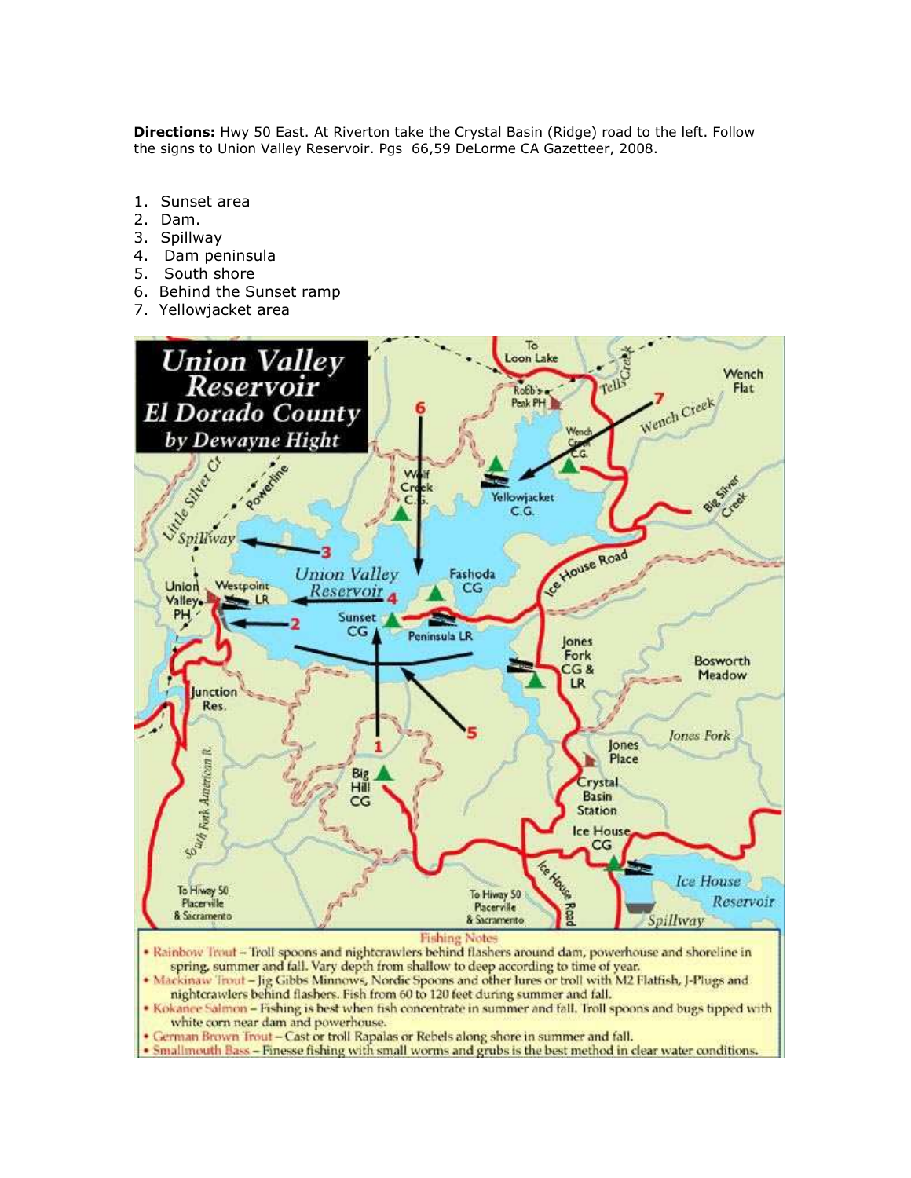**Directions:** Hwy 50 East. At Riverton take the Crystal Basin (Ridge) road to the left. Follow the signs to Union Valley Reservoir. Pgs 66,59 DeLorme CA Gazetteer, 2008.

1. Sunset area
2. Dam.
3. Spillway
4. Dam peninsula
5. South shore
6. Behind the Sunset ramp
7. Yellowjacket area

Union Valley Reservoir
El Dorado County
by Dewayne Hight

Fishing Notes

- Rainbow Trout – Troll spoons and nightcrawlers behind flashers around dam, powerhouse and shoreline in spring, summer and fall. Vary depth from shallow to deep according to time of year.
- Mackinaw Trout – Jig Gibbs Minnows, Nordic Spoons and other lures or troll with M2 Flatfish, J-Plugs and nightcrawlers behind flashers. Fish from 60 to 120 feet during summer and fall.
- Kokanee Salmon – Fishing is best when fish concentrate in summer and fall. Troll spoons and bugs tipped with white corn near dam and powerhouse.
- German Brown Trout – Cast or troll Rapalas or Rebels along shore in summer and fall.
- Smallmouth Bass – Finesse fishing with small worms and grubs is the best method in clear water conditions.